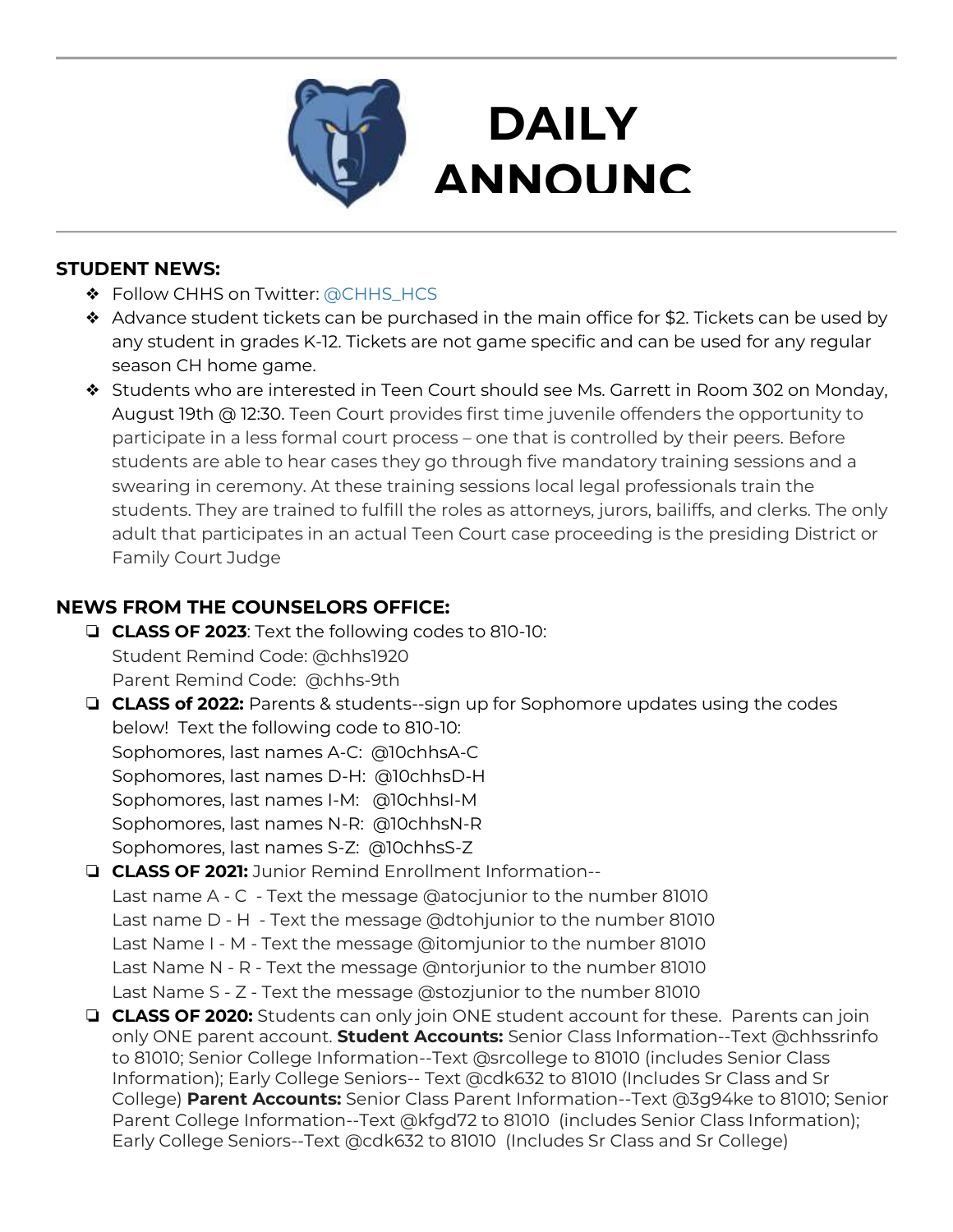# DAILY ANNOUNC

## STUDENT NEWS:

- Follow CHHS on Twitter: @CHHS_HCS
- Advance student tickets can be purchased in the main office for $2. Tickets can be used by any student in grades K-12. Tickets are not game specific and can be used for any regular season CH home game.
- Students who are interested in Teen Court should see Ms. Garrett in Room 302 on Monday, August 19th @ 12:30. Teen Court provides first time juvenile offenders the opportunity to participate in a less formal court process – one that is controlled by their peers. Before students are able to hear cases they go through five mandatory training sessions and a swearing in ceremony. At these training sessions local legal professionals train the students. They are trained to fulfill the roles as attorneys, jurors, bailiffs, and clerks. The only adult that participates in an actual Teen Court case proceeding is the presiding District or Family Court Judge

## NEWS FROM THE COUNSELORS OFFICE:

- **CLASS OF 2023**: Text the following codes to 810-10:
  Student Remind Code: @chhs1920
  Parent Remind Code: @chhs-9th
- **CLASS of 2022:** Parents & students--sign up for Sophomore updates using the codes below! Text the following code to 810-10:
  Sophomores, last names A-C: @10chhsA-C
  Sophomores, last names D-H: @10chhsD-H
  Sophomores, last names I-M: @10chhsI-M
  Sophomores, last names N-R: @10chhsN-R
  Sophomores, last names S-Z: @10chhsS-Z
- **CLASS OF 2021:** Junior Remind Enrollment Information--
  Last name A - C - Text the message @atocjunior to the number 81010
  Last name D - H - Text the message @dtohjunior to the number 81010
  Last Name I - M - Text the message @itomjunior to the number 81010
  Last Name N - R - Text the message @ntorjunior to the number 81010
  Last Name S - Z - Text the message @stozjunior to the number 81010
- **CLASS OF 2020:** Students can only join ONE student account for these. Parents can join only ONE parent account. **Student Accounts:** Senior Class Information--Text @chhssrinfo to 81010; Senior College Information--Text @srcollege to 81010 (includes Senior Class Information); Early College Seniors-- Text @cdk632 to 81010 (Includes Sr Class and Sr College) **Parent Accounts:** Senior Class Parent Information--Text @3g94ke to 81010; Senior Parent College Information--Text @kfgd72 to 81010 (includes Senior Class Information); Early College Seniors--Text @cdk632 to 81010 (Includes Sr Class and Sr College)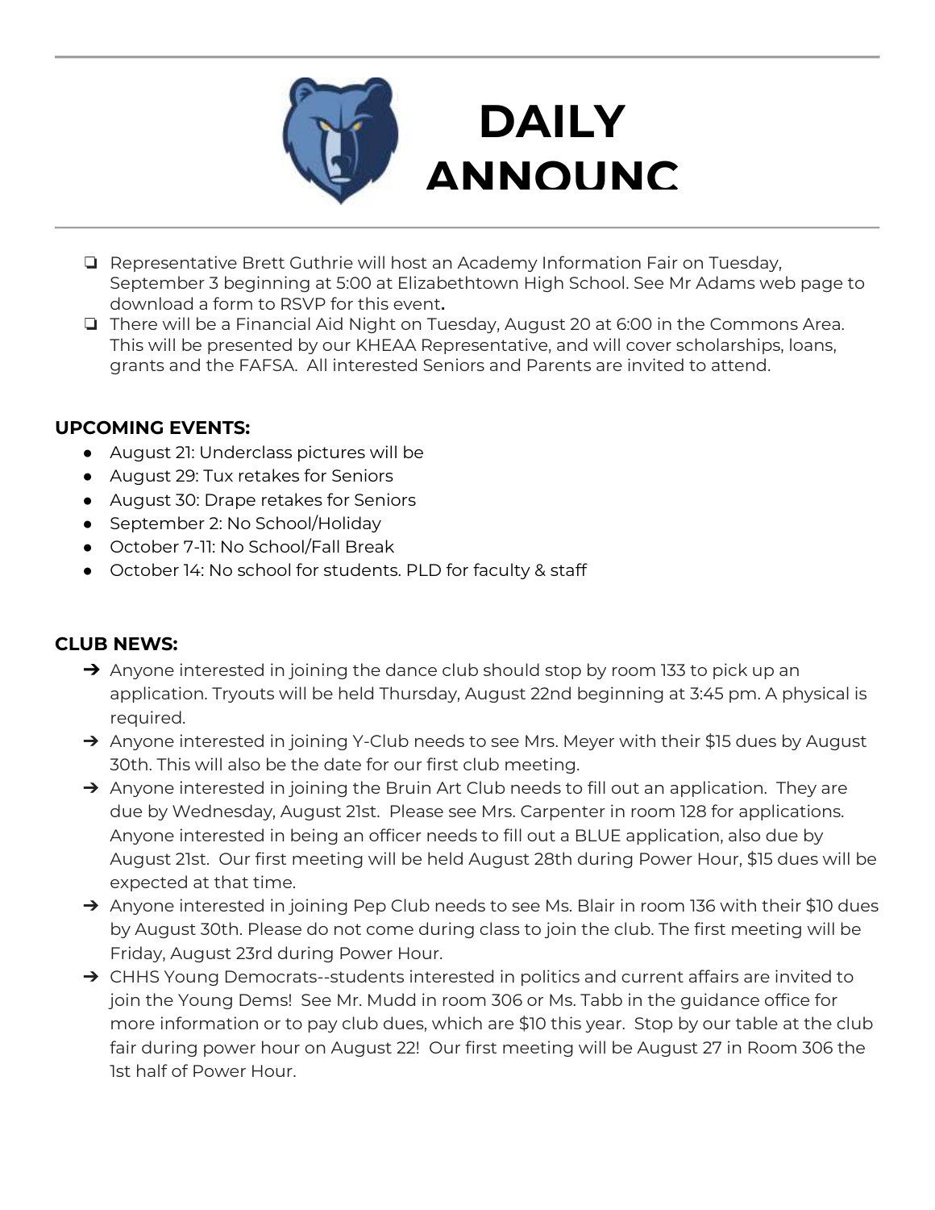# DAILY ANNOUNC

- ❏ Representative Brett Guthrie will host an Academy Information Fair on Tuesday, September 3 beginning at 5:00 at Elizabethtown High School. See Mr Adams web page to download a form to RSVP for this event**.**
- ❏ There will be a Financial Aid Night on Tuesday, August 20 at 6:00 in the Commons Area. This will be presented by our KHEAA Representative, and will cover scholarships, loans, grants and the FAFSA. All interested Seniors and Parents are invited to attend.

**UPCOMING EVENTS:**

- August 21: Underclass pictures will be
- August 29: Tux retakes for Seniors
- August 30: Drape retakes for Seniors
- September 2: No School/Holiday
- October 7-11: No School/Fall Break
- October 14: No school for students. PLD for faculty & staff

**CLUB NEWS:**

- ➔ Anyone interested in joining the dance club should stop by room 133 to pick up an application. Tryouts will be held Thursday, August 22nd beginning at 3:45 pm. A physical is required.
- ➔ Anyone interested in joining Y-Club needs to see Mrs. Meyer with their $15 dues by August 30th. This will also be the date for our first club meeting.
- ➔ Anyone interested in joining the Bruin Art Club needs to fill out an application. They are due by Wednesday, August 21st. Please see Mrs. Carpenter in room 128 for applications. Anyone interested in being an officer needs to fill out a BLUE application, also due by August 21st. Our first meeting will be held August 28th during Power Hour, $15 dues will be expected at that time.
- ➔ Anyone interested in joining Pep Club needs to see Ms. Blair in room 136 with their $10 dues by August 30th. Please do not come during class to join the club. The first meeting will be Friday, August 23rd during Power Hour.
- ➔ CHHS Young Democrats--students interested in politics and current affairs are invited to join the Young Dems! See Mr. Mudd in room 306 or Ms. Tabb in the guidance office for more information or to pay club dues, which are $10 this year. Stop by our table at the club fair during power hour on August 22! Our first meeting will be August 27 in Room 306 the 1st half of Power Hour.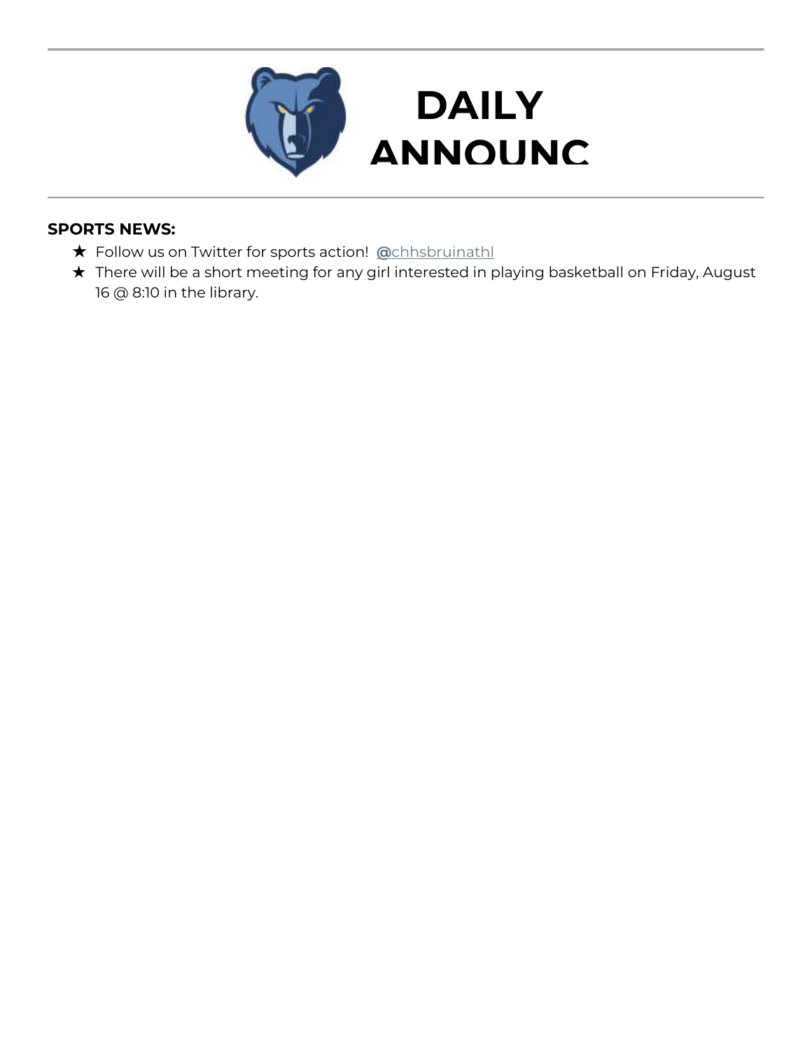# DAILY ANNOUNC

**SPORTS NEWS:**

★ Follow us on Twitter for sports action! **@**chhsbruinathl

★ There will be a short meeting for any girl interested in playing basketball on Friday, August 16 @ 8:10 in the library.